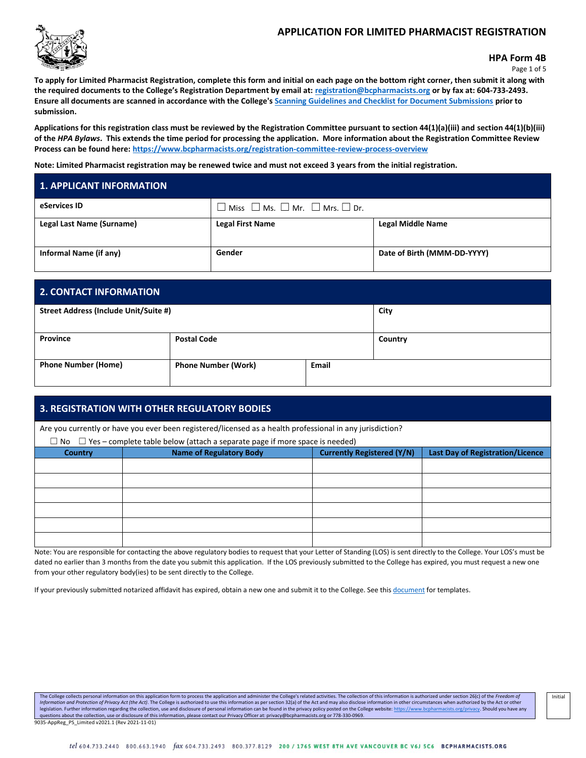# APPLICATION FOR LIMITED PHARMACIST REGISTRATION

**HPA Form 4B**

**To apply for Limited Pharmacist Registration, complete this form and initial on each page on the bottom right corner, then submit it along with the required documents to the College's Registration Department by email at: registration@bcpharmacists.org or by fax at: 604-733-2493. Ensure all documents are scanned in accordance with the College's Scanning Guidelines and Checklist for Document Submissions prior to submission.**

**Applications for this registration class must be reviewed by the Registration Committee pursuant to section 44(1)(a)(iii) and section 44(1)(b)(iii) of the *HPA Bylaws*. This extends the time period for processing the application. More information about the Registration Committee Review Process can be found here: https://www.bcpharmacists.org/registration-committee-review-process-overview**

**Note: Limited Pharmacist registration may be renewed twice and must not exceed 3 years from the initial registration.**

## 1. APPLICANT INFORMATION

| **eServices ID** | ☐ Miss ☐ Ms. ☐ Mr. ☐ Mrs. ☐ Dr. | |
|---|---|---|
| **Legal Last Name (Surname)** | **Legal First Name** | **Legal Middle Name** |
| **Informal Name (if any)** | **Gender** | **Date of Birth (MMM-DD-YYYY)** |

## 2. CONTACT INFORMATION

| **Street Address (Include Unit/Suite #)** | | | **City** |
|---|---|---|---|
| **Province** | **Postal Code** | | **Country** |
| **Phone Number (Home)** | **Phone Number (Work)** | **Email** | |

## 3. REGISTRATION WITH OTHER REGULATORY BODIES

Are you currently or have you ever been registered/licensed as a health professional in any jurisdiction?

☐ No ☐ Yes – complete table below (attach a separate page if more space is needed)

| Country | Name of Regulatory Body | Currently Registered (Y/N) | Last Day of Registration/Licence |
|---|---|---|---|
| | | | |
| | | | |
| | | | |
| | | | |
| | | | |
| | | | |

Note: You are responsible for contacting the above regulatory bodies to request that your Letter of Standing (LOS) is sent directly to the College. Your LOS's must be dated no earlier than 3 months from the date you submit this application. If the LOS previously submitted to the College has expired, you must request a new one from your other regulatory body(ies) to be sent directly to the College.

If your previously submitted notarized affidavit has expired, obtain a new one and submit it to the College. See this document for templates.

The College collects personal information on this application form to process the application and administer the College's related activities. The collection of this information is authorized under section 26(c) of the *Freedom of Information and Protection of Privacy Act (the Act)*. The College is authorized to use this information as per section 32(a) of the Act and may also disclose information in other circumstances when authorized by the Act or other legislation. Further information regarding the collection, use and disclosure of personal information can be found in the privacy policy posted on the College website: https://www.bcpharmacists.org/privacy. Should you have any questions about the collection, use or disclosure of this information, please contact our Privacy Officer at: privacy@bcpharmacists.org or 778-330-0969.

Initial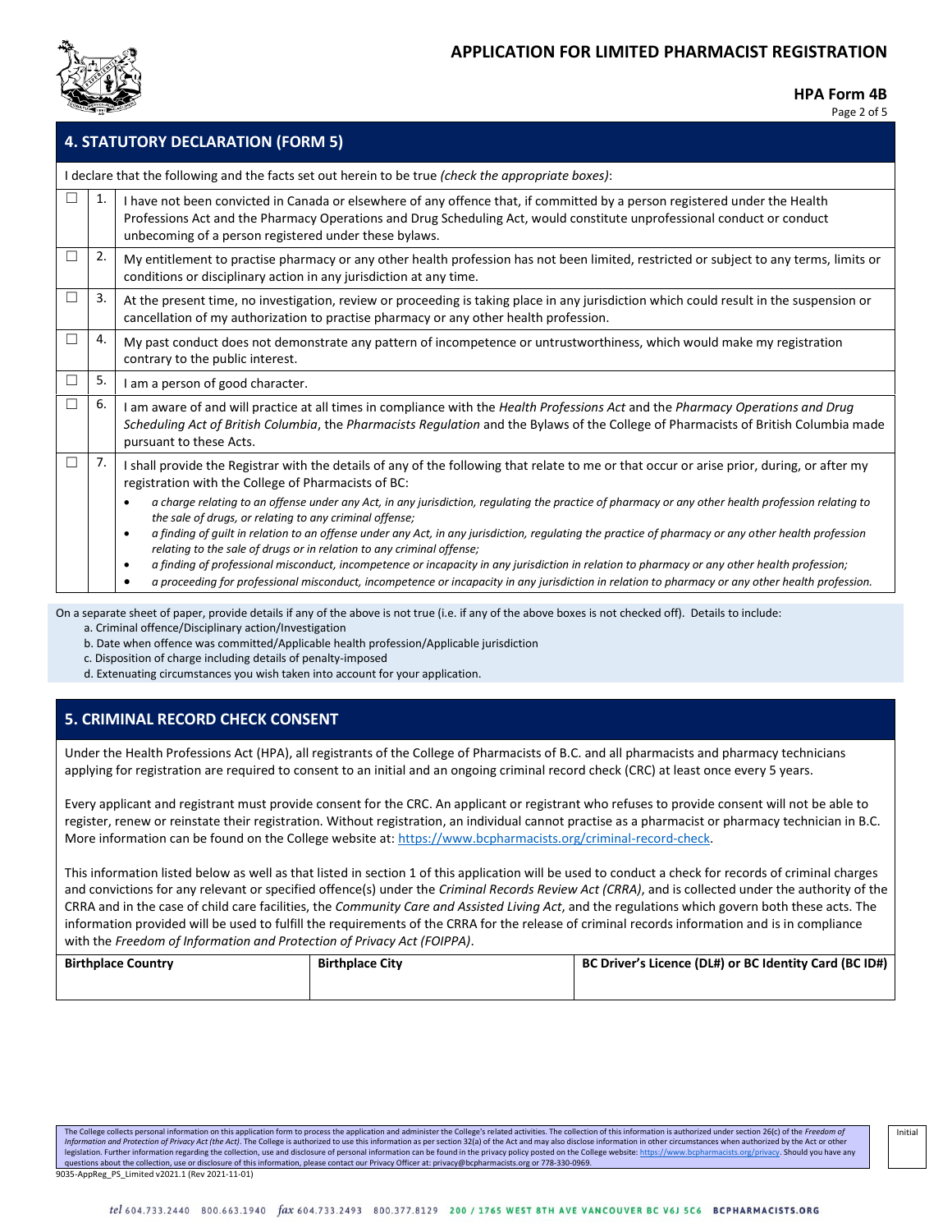# APPLICATION FOR LIMITED PHARMACIST REGISTRATION

**HPA Form 4B**

## 4. STATUTORY DECLARATION (FORM 5)

I declare that the following and the facts set out herein to be true *(check the appropriate boxes)*:

| | | |
|---|---|---|
| ☐ | 1. | I have not been convicted in Canada or elsewhere of any offence that, if committed by a person registered under the Health Professions Act and the Pharmacy Operations and Drug Scheduling Act, would constitute unprofessional conduct or conduct unbecoming of a person registered under these bylaws. |
| ☐ | 2. | My entitlement to practise pharmacy or any other health profession has not been limited, restricted or subject to any terms, limits or conditions or disciplinary action in any jurisdiction at any time. |
| ☐ | 3. | At the present time, no investigation, review or proceeding is taking place in any jurisdiction which could result in the suspension or cancellation of my authorization to practise pharmacy or any other health profession. |
| ☐ | 4. | My past conduct does not demonstrate any pattern of incompetence or untrustworthiness, which would make my registration contrary to the public interest. |
| ☐ | 5. | I am a person of good character. |
| ☐ | 6. | I am aware of and will practice at all times in compliance with the *Health Professions Act* and the *Pharmacy Operations and Drug Scheduling Act of British Columbia*, the *Pharmacists Regulation* and the Bylaws of the College of Pharmacists of British Columbia made pursuant to these Acts. |
| ☐ | 7. | I shall provide the Registrar with the details of any of the following that relate to me or that occur or arise prior, during, or after my registration with the College of Pharmacists of BC:<br>• *a charge relating to an offense under any Act, in any jurisdiction, regulating the practice of pharmacy or any other health profession relating to the sale of drugs, or relating to any criminal offense;*<br>• *a finding of guilt in relation to an offense under any Act, in any jurisdiction, regulating the practice of pharmacy or any other health profession relating to the sale of drugs or in relation to any criminal offense;*<br>• *a finding of professional misconduct, incompetence or incapacity in any jurisdiction in relation to pharmacy or any other health profession;*<br>• *a proceeding for professional misconduct, incompetence or incapacity in any jurisdiction in relation to pharmacy or any other health profession.* |

On a separate sheet of paper, provide details if any of the above is not true (i.e. if any of the above boxes is not checked off). Details to include:

a. Criminal offence/Disciplinary action/Investigation
b. Date when offence was committed/Applicable health profession/Applicable jurisdiction
c. Disposition of charge including details of penalty-imposed
d. Extenuating circumstances you wish taken into account for your application.

## 5. CRIMINAL RECORD CHECK CONSENT

Under the Health Professions Act (HPA), all registrants of the College of Pharmacists of B.C. and all pharmacists and pharmacy technicians applying for registration are required to consent to an initial and an ongoing criminal record check (CRC) at least once every 5 years.

Every applicant and registrant must provide consent for the CRC. An applicant or registrant who refuses to provide consent will not be able to register, renew or reinstate their registration. Without registration, an individual cannot practise as a pharmacist or pharmacy technician in B.C. More information can be found on the College website at: https://www.bcpharmacists.org/criminal-record-check.

This information listed below as well as that listed in section 1 of this application will be used to conduct a check for records of criminal charges and convictions for any relevant or specified offence(s) under the *Criminal Records Review Act (CRRA)*, and is collected under the authority of the CRRA and in the case of child care facilities, the *Community Care and Assisted Living Act*, and the regulations which govern both these acts. The information provided will be used to fulfill the requirements of the CRRA for the release of criminal records information and is in compliance with the *Freedom of Information and Protection of Privacy Act (FOIPPA)*.

| Birthplace Country | Birthplace City | BC Driver's Licence (DL#) or BC Identity Card (BC ID#) |
|---|---|---|
| | | |

The College collects personal information on this application form to process the application and administer the College's related activities. The collection of this information is authorized under section 26(c) of the *Freedom of Information and Protection of Privacy Act (the Act)*. The College is authorized to use this information as per section 32(a) of the Act and may also disclose information in other circumstances when authorized by the Act or other legislation. Further information regarding the collection, use and disclosure of personal information can be found in the privacy policy posted on the College website: https://www.bcpharmacists.org/privacy. Should you have any questions about the collection, use or disclosure of this information, please contact our Privacy Officer at: privacy@bcpharmacists.org or 778-330-0969.

Initial

9035-AppReg_PS_Limited v2021.1 (Rev 2021-11-01)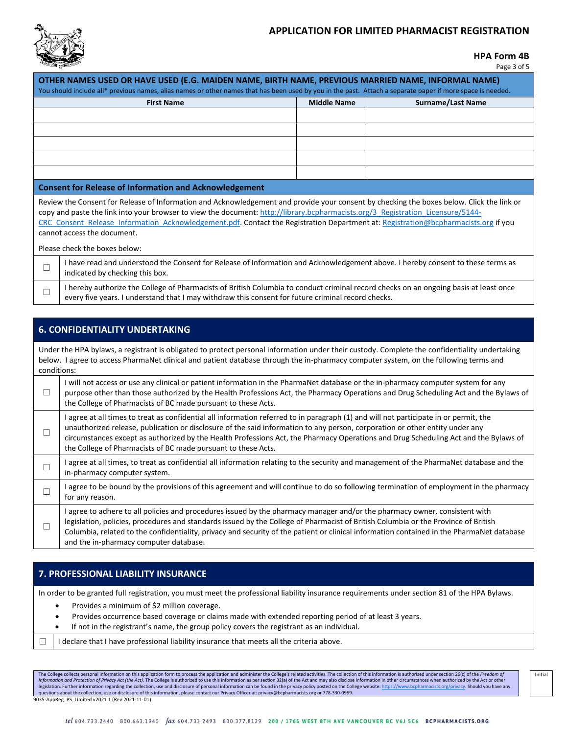## OTHER NAMES USED OR HAVE USED (E.G. MAIDEN NAME, BIRTH NAME, PREVIOUS MARRIED NAME, INFORMAL NAME)

You should include all* previous names, alias names or other names that has been used by you in the past. Attach a separate paper if more space is needed.

| First Name | Middle Name | Surname/Last Name |
|---|---|---|
| | | |
| | | |
| | | |
| | | |
| | | |

### Consent for Release of Information and Acknowledgement

Review the Consent for Release of Information and Acknowledgement and provide your consent by checking the boxes below. Click the link or copy and paste the link into your browser to view the document: http://library.bcpharmacists.org/3_Registration_Licensure/5144-CRC_Consent_Release_Information_Acknowledgement.pdf. Contact the Registration Department at: Registration@bcpharmacists.org if you cannot access the document.

Please check the boxes below:

- ☐ I have read and understood the Consent for Release of Information and Acknowledgement above. I hereby consent to these terms as indicated by checking this box.
- ☐ I hereby authorize the College of Pharmacists of British Columbia to conduct criminal record checks on an ongoing basis at least once every five years. I understand that I may withdraw this consent for future criminal record checks.

## 6. CONFIDENTIALITY UNDERTAKING

Under the HPA bylaws, a registrant is obligated to protect personal information under their custody. Complete the confidentiality undertaking below. I agree to access PharmaNet clinical and patient database through the in-pharmacy computer system, on the following terms and conditions:

- ☐ I will not access or use any clinical or patient information in the PharmaNet database or the in-pharmacy computer system for any purpose other than those authorized by the Health Professions Act, the Pharmacy Operations and Drug Scheduling Act and the Bylaws of the College of Pharmacists of BC made pursuant to these Acts.
- ☐ I agree at all times to treat as confidential all information referred to in paragraph (1) and will not participate in or permit, the unauthorized release, publication or disclosure of the said information to any person, corporation or other entity under any circumstances except as authorized by the Health Professions Act, the Pharmacy Operations and Drug Scheduling Act and the Bylaws of the College of Pharmacists of BC made pursuant to these Acts.
- ☐ I agree at all times, to treat as confidential all information relating to the security and management of the PharmaNet database and the in-pharmacy computer system.
- ☐ I agree to be bound by the provisions of this agreement and will continue to do so following termination of employment in the pharmacy for any reason.
- ☐ I agree to adhere to all policies and procedures issued by the pharmacy manager and/or the pharmacy owner, consistent with legislation, policies, procedures and standards issued by the College of Pharmacist of British Columbia or the Province of British Columbia, related to the confidentiality, privacy and security of the patient or clinical information contained in the PharmaNet database and the in-pharmacy computer database.

## 7. PROFESSIONAL LIABILITY INSURANCE

In order to be granted full registration, you must meet the professional liability insurance requirements under section 81 of the HPA Bylaws.

- Provides a minimum of $2 million coverage.
- Provides occurrence based coverage or claims made with extended reporting period of at least 3 years.
- If not in the registrant's name, the group policy covers the registrant as an individual.

☐ I declare that I have professional liability insurance that meets all the criteria above.

The College collects personal information on this application form to process the application and administer the College's related activities. The collection of this information is authorized under section 26(c) of the *Freedom of Information and Protection of Privacy Act (the Act)*. The College is authorized to use this information as per section 32(a) of the Act and may also disclose information in other circumstances when authorized by the Act or other legislation. Further information regarding the collection, use and disclosure of personal information can be found in the privacy policy posted on the College website: https://www.bcpharmacists.org/privacy. Should you have any questions about the collection, use or disclosure of this information, please contact our Privacy Officer at: privacy@bcpharmacists.org or 778-330-0969.

Initial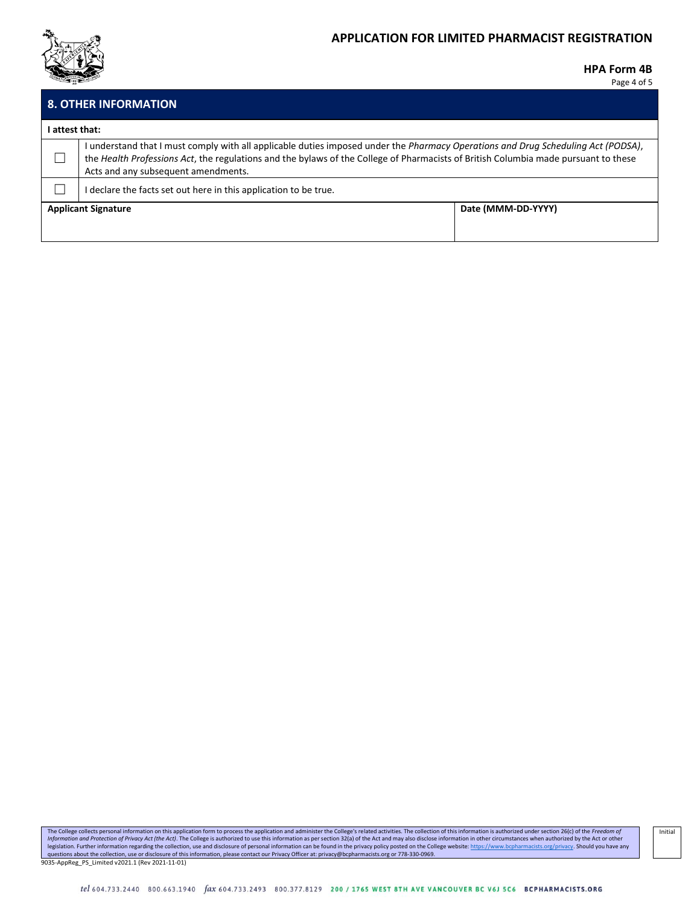## 8. OTHER INFORMATION

**I attest that:**

| | |
|---|---|
| ☐ | I understand that I must comply with all applicable duties imposed under the *Pharmacy Operations and Drug Scheduling Act (PODSA)*, the *Health Professions Act*, the regulations and the bylaws of the College of Pharmacists of British Columbia made pursuant to these Acts and any subsequent amendments. |
| ☐ | I declare the facts set out here in this application to be true. |

| **Applicant Signature** | **Date (MMM-DD-YYYY)** |
|---|---|
| | |

The College collects personal information on this application form to process the application and administer the College's related activities. The collection of this information is authorized under section 26(c) of the *Freedom of Information and Protection of Privacy Act (the Act)*. The College is authorized to use this information as per section 32(a) of the Act and may also disclose information in other circumstances when authorized by the Act or other legislation. Further information regarding the collection, use and disclosure of personal information can be found in the privacy policy posted on the College website: https://www.bcpharmacists.org/privacy. Should you have any questions about the collection, use or disclosure of this information, please contact our Privacy Officer at: privacy@bcpharmacists.org or 778-330-0969.

Initial

9035-AppReg_PS_Limited v2021.1 (Rev 2021-11-01)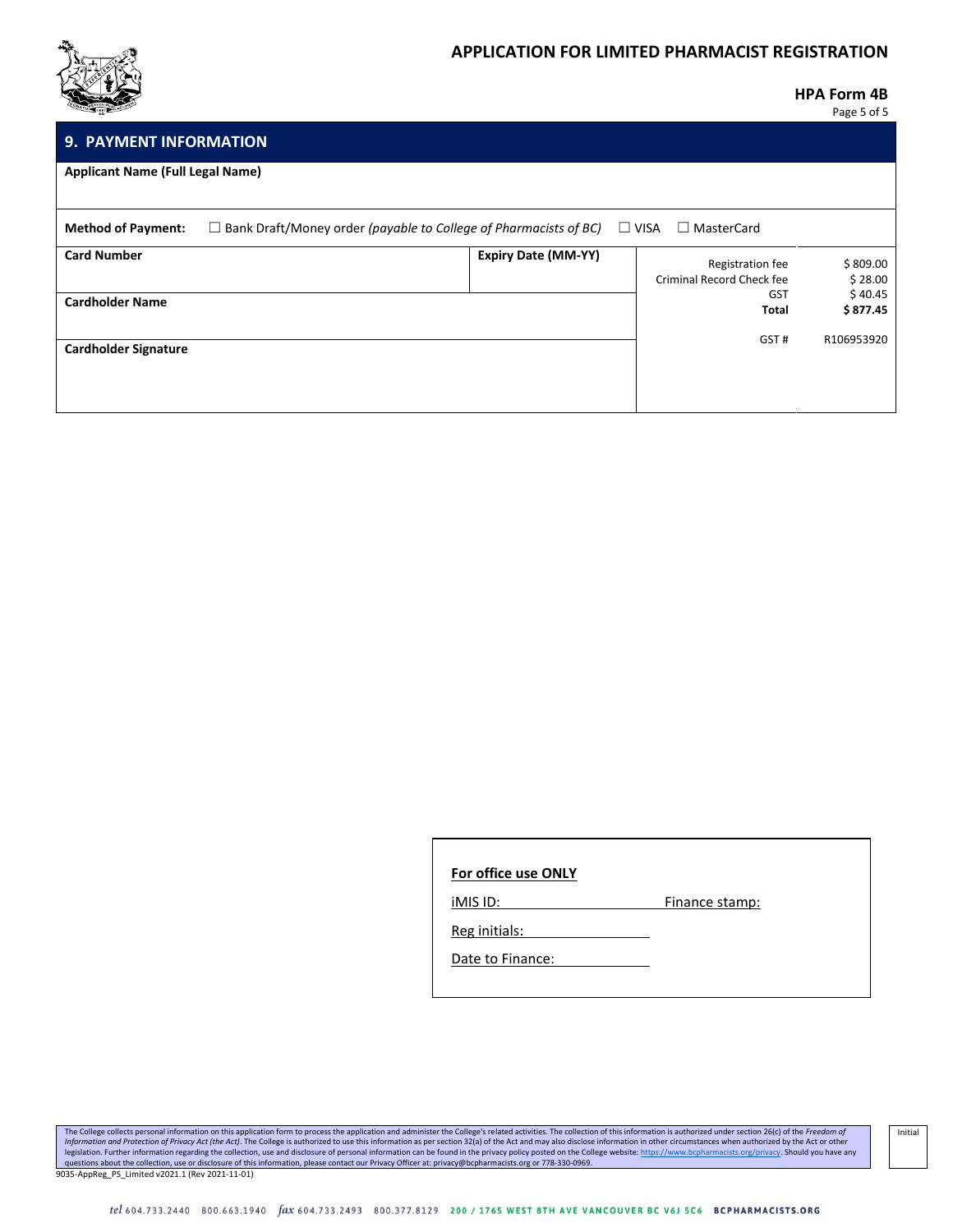## 9. PAYMENT INFORMATION

**Applicant Name (Full Legal Name)**

**Method of Payment:** ☐ Bank Draft/Money order *(payable to College of Pharmacists of BC)* ☐ VISA ☐ MasterCard

| | | | |
|---|---|---|---|
| **Card Number** | **Expiry Date (MM-YY)** | Registration fee | $ 809.00 |
| | | Criminal Record Check fee | $ 28.00 |
| **Cardholder Name** | | GST | $ 40.45 |
| | | **Total** | **$ 877.45** |
| **Cardholder Signature** | | GST # | R106953920 |

**For office use ONLY**

iMIS ID: ____________ Finance stamp:

Reg initials: ____________

Date to Finance: ____________

The College collects personal information on this application form to process the application and administer the College's related activities. The collection of this information is authorized under section 26(c) of the *Freedom of Information and Protection of Privacy Act (the Act)*. The College is authorized to use this information as per section 32(a) of the Act and may also disclose information in other circumstances when authorized by the Act or other legislation. Further information regarding the collection, use and disclosure of personal information can be found in the privacy policy posted on the College website: https://www.bcpharmacists.org/privacy. Should you have any questions about the collection, use or disclosure of this information, please contact our Privacy Officer at: privacy@bcpharmacists.org or 778-330-0969.

Initial

9035-AppReg_PS_Limited v2021.1 (Rev 2021-11-01)

*tel* 604.733.2440 800.663.1940 *fax* 604.733.2493 800.377.8129 200 / 1765 WEST 8TH AVE VANCOUVER BC V6J 5C6 BCPHARMACISTS.ORG